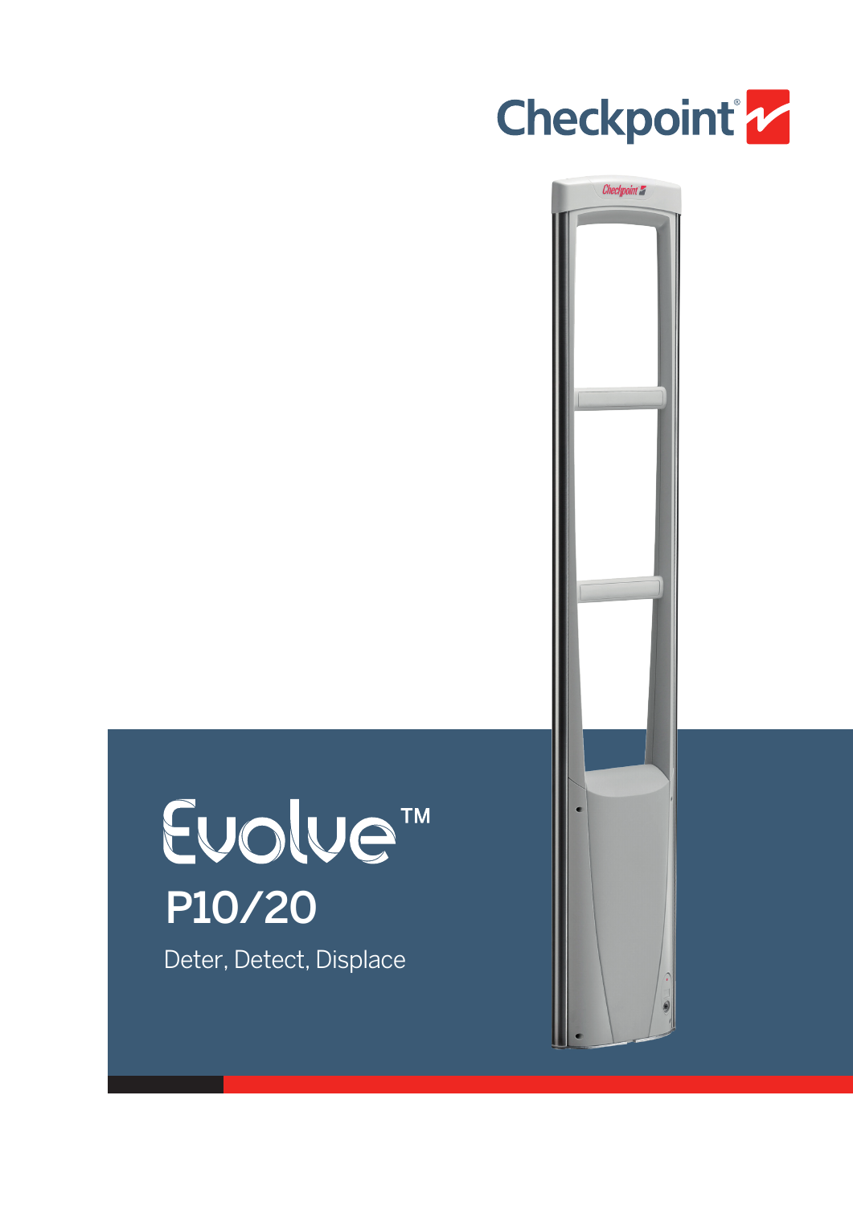Checkpoint

# Evolve™

## P10/20

Deter, Detect, Displace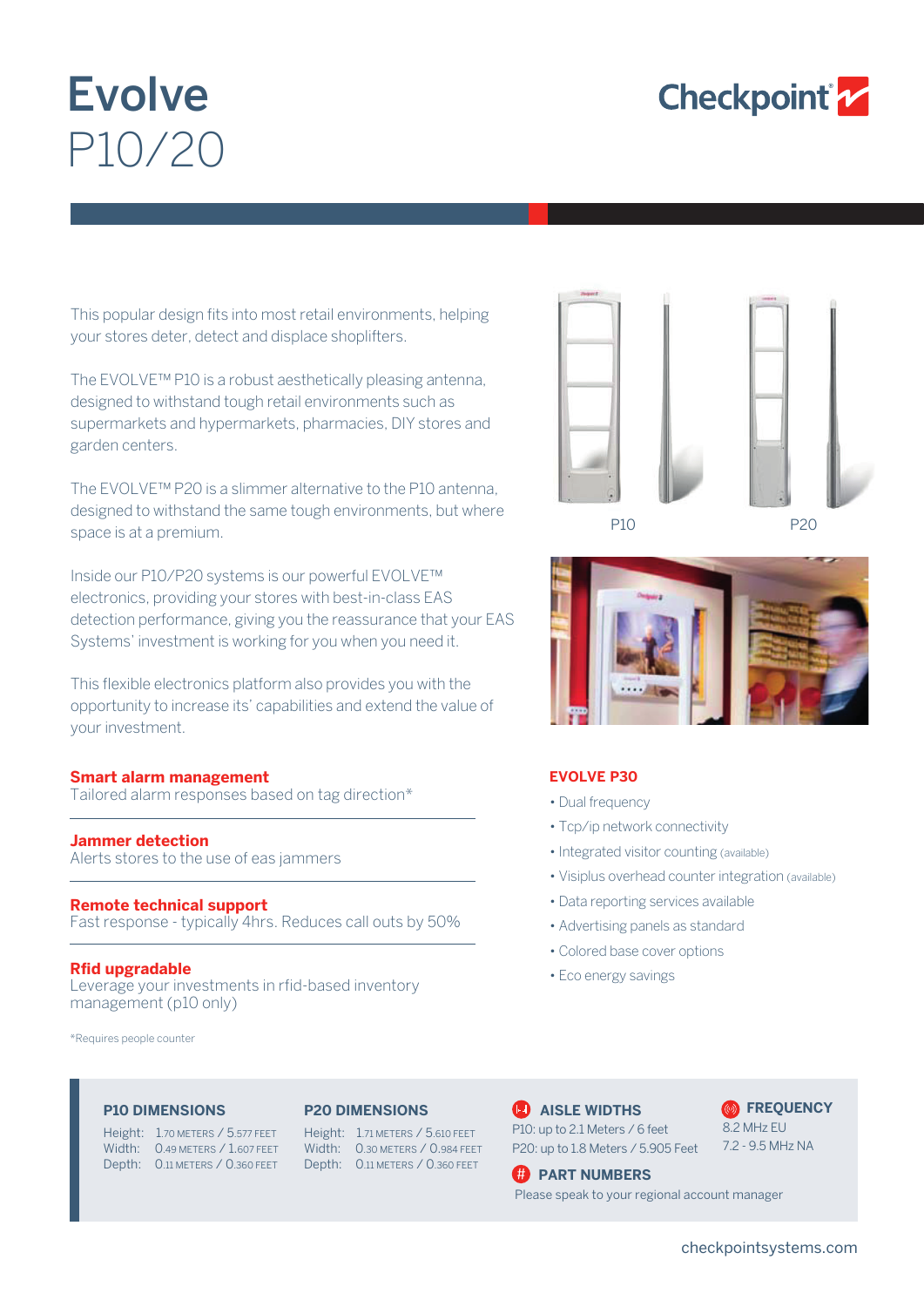# Evolve
P10/20

This popular design fits into most retail environments, helping your stores deter, detect and displace shoplifters.

The EVOLVE™ P10 is a robust aesthetically pleasing antenna, designed to withstand tough retail environments such as supermarkets and hypermarkets, pharmacies, DIY stores and garden centers.

The EVOLVE™ P20 is a slimmer alternative to the P10 antenna, designed to withstand the same tough environments, but where space is at a premium.

Inside our P10/P20 systems is our powerful EVOLVE™ electronics, providing your stores with best-in-class EAS detection performance, giving you the reassurance that your EAS Systems' investment is working for you when you need it.

This flexible electronics platform also provides you with the opportunity to increase its' capabilities and extend the value of your investment.

P10

P20

**Smart alarm management**
Tailored alarm responses based on tag direction*

**Jammer detection**
Alerts stores to the use of eas jammers

**Remote technical support**
Fast response - typically 4hrs. Reduces call outs by 50%

**Rfid upgradable**
Leverage your investments in rfid-based inventory management (p10 only)

*Requires people counter

### EVOLVE P30

- Dual frequency
- Tcp/ip network connectivity
- Integrated visitor counting (available)
- Visiplus overhead counter integration (available)
- Data reporting services available
- Advertising panels as standard
- Colored base cover options
- Eco energy savings

### P10 DIMENSIONS

Height: 1.70 METERS / 5.577 FEET
Width: 0.49 METERS / 1.607 FEET
Depth: 0.11 METERS / 0.360 FEET

### P20 DIMENSIONS

Height: 1.71 METERS / 5.610 FEET
Width: 0.30 METERS / 0.984 FEET
Depth: 0.11 METERS / 0.360 FEET

### AISLE WIDTHS

P10: up to 2.1 Meters / 6 feet
P20: up to 1.8 Meters / 5.905 Feet

### FREQUENCY

8.2 MHz EU
7.2 - 9.5 MHz NA

### PART NUMBERS

Please speak to your regional account manager

checkpointsystems.com